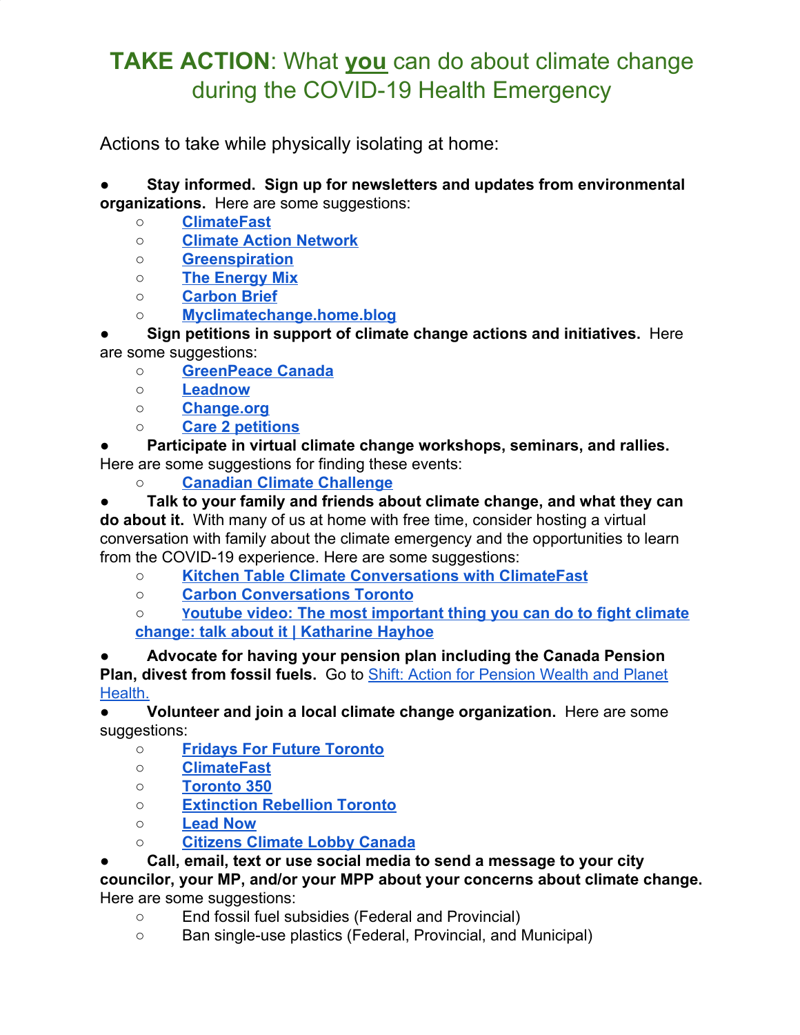# **TAKE ACTION**: What **you** can do about climate change during the COVID-19 Health Emergency

Actions to take while physically isolating at home:

- **Stay informed. Sign up for newsletters and updates from environmental organizations.** Here are some suggestions:
  - ClimateFast
  - Climate Action Network
  - Greenspiration
  - The Energy Mix
  - Carbon Brief
  - Myclimatechange.home.blog
- **Sign petitions in support of climate change actions and initiatives.** Here are some suggestions:
  - GreenPeace Canada
  - Leadnow
  - Change.org
  - Care 2 petitions
- **Participate in virtual climate change workshops, seminars, and rallies.** Here are some suggestions for finding these events:
  - Canadian Climate Challenge
- **Talk to your family and friends about climate change, and what they can do about it.** With many of us at home with free time, consider hosting a virtual conversation with family about the climate emergency and the opportunities to learn from the COVID-19 experience. Here are some suggestions:
  - Kitchen Table Climate Conversations with ClimateFast
  - Carbon Conversations Toronto
  - Youtube video: The most important thing you can do to fight climate change: talk about it | Katharine Hayhoe
- **Advocate for having your pension plan including the Canada Pension Plan, divest from fossil fuels.** Go to Shift: Action for Pension Wealth and Planet Health.
- **Volunteer and join a local climate change organization.** Here are some suggestions:
  - Fridays For Future Toronto
  - ClimateFast
  - Toronto 350
  - Extinction Rebellion Toronto
  - Lead Now
  - Citizens Climate Lobby Canada
- **Call, email, text or use social media to send a message to your city councilor, your MP, and/or your MPP about your concerns about climate change.** Here are some suggestions:
  - End fossil fuel subsidies (Federal and Provincial)
  - Ban single-use plastics (Federal, Provincial, and Municipal)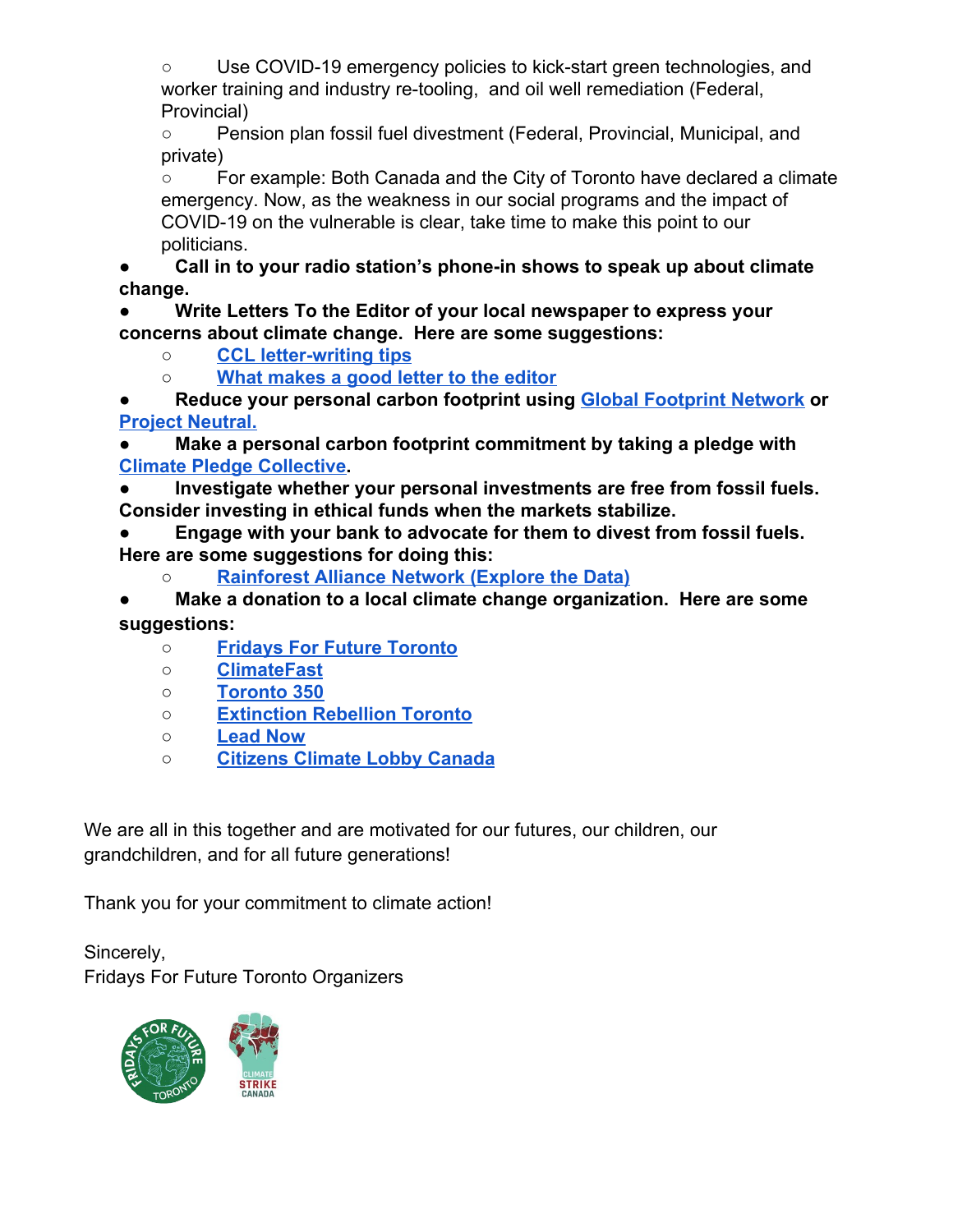- Use COVID-19 emergency policies to kick-start green technologies, and worker training and industry re-tooling, and oil well remediation (Federal, Provincial)
  - Pension plan fossil fuel divestment (Federal, Provincial, Municipal, and private)
  - For example: Both Canada and the City of Toronto have declared a climate emergency. Now, as the weakness in our social programs and the impact of COVID-19 on the vulnerable is clear, take time to make this point to our politicians.
- **Call in to your radio station's phone-in shows to speak up about climate change.**
- **Write Letters To the Editor of your local newspaper to express your concerns about climate change. Here are some suggestions:**
  - CCL letter-writing tips
  - What makes a good letter to the editor
- **Reduce your personal carbon footprint using Global Footprint Network or Project Neutral.**
- **Make a personal carbon footprint commitment by taking a pledge with Climate Pledge Collective.**
- **Investigate whether your personal investments are free from fossil fuels. Consider investing in ethical funds when the markets stabilize.**
- **Engage with your bank to advocate for them to divest from fossil fuels. Here are some suggestions for doing this:**
  - Rainforest Alliance Network (Explore the Data)
- **Make a donation to a local climate change organization. Here are some suggestions:**
  - Fridays For Future Toronto
  - ClimateFast
  - Toronto 350
  - Extinction Rebellion Toronto
  - Lead Now
  - Citizens Climate Lobby Canada

We are all in this together and are motivated for our futures, our children, our grandchildren, and for all future generations!

Thank you for your commitment to climate action!

Sincerely,
Fridays For Future Toronto Organizers